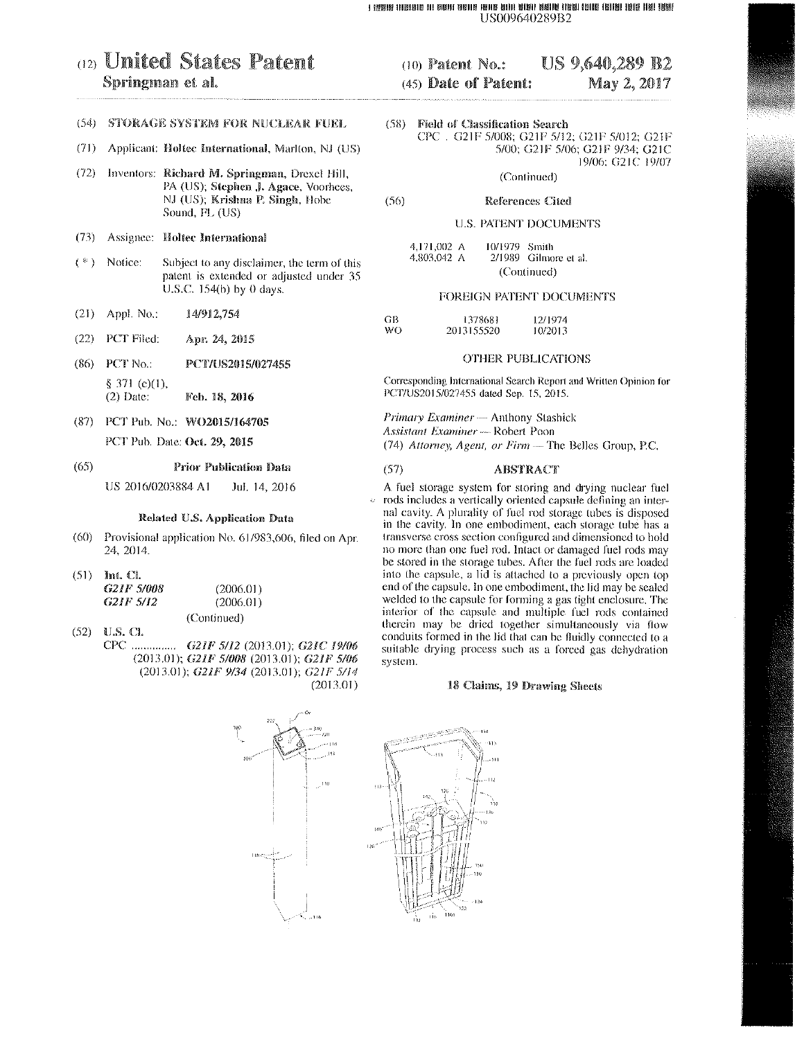US009640289B2

(12) **United States Patent**
**Springman et al.**

(10) **Patent No.:** **US 9,640,289 B2**

(45) **Date of Patent:** **May 2, 2017**

(54) **STORAGE SYSTEM FOR NUCLEAR FUEL**

(71) Applicant: **Holtec International**, Marlton, NJ (US)

(72) Inventors: **Richard M. Springman**, Drexel Hill, PA (US); **Stephen J. Agace**, Voorhees, NJ (US); **Krishna P. Singh**, Hobe Sound, FL (US)

(73) Assignee: **Holtec International**

( * ) Notice: Subject to any disclaimer, the term of this patent is extended or adjusted under 35 U.S.C. 154(b) by 0 days.

(21) Appl. No.: **14/912,754**

(22) PCT Filed: **Apr. 24, 2015**

(86) PCT No.: **PCT/US2015/027455**

§ 371 (c)(1),
(2) Date: **Feb. 18, 2016**

(87) PCT Pub. No.: **WO2015/164705**

PCT Pub. Date: **Oct. 29, 2015**

(65) **Prior Publication Data**

US 2016/0203884 A1 Jul. 14, 2016

**Related U.S. Application Data**

(60) Provisional application No. 61/983,606, filed on Apr. 24, 2014.

(51) **Int. Cl.**

*G21F 5/008* (2006.01)
*G21F 5/12* (2006.01)
(Continued)

(52) **U.S. Cl.**

CPC ............... *G21F 5/12* (2013.01); *G21C 19/06* (2013.01); *G21F 5/008* (2013.01); *G21F 5/06* (2013.01); *G21F 9/34* (2013.01); *G21F 5/14* (2013.01)

(58) **Field of Classification Search**

CPC . G21F 5/008; G21F 5/12; G21F 5/012; G21F 5/00; G21F 5/06; G21F 9/34; G21C 19/06; G21C 19/07

(Continued)

(56) **References Cited**

U.S. PATENT DOCUMENTS

4,171,002 A 10/1979 Smith
4,803,042 A 2/1989 Gilmore et al.
(Continued)

FOREIGN PATENT DOCUMENTS

GB 1378681 12/1974
WO 2013155520 10/2013

OTHER PUBLICATIONS

Corresponding International Search Report and Written Opinion for PCT/US2015/027455 dated Sep. 15, 2015.

*Primary Examiner* — Anthony Stashick
*Assistant Examiner* — Robert Poon
(74) *Attorney, Agent, or Firm* — The Belles Group, P.C.

(57) **ABSTRACT**

A fuel storage system for storing and drying nuclear fuel rods includes a vertically oriented capsule defining an internal cavity. A plurality of fuel rod storage tubes is disposed in the cavity. In one embodiment, each storage tube has a transverse cross section configured and dimensioned to hold no more than one fuel rod. Intact or damaged fuel rods may be stored in the storage tubes. After the fuel rods are loaded into the capsule, a lid is attached to a previously open top end of the capsule. In one embodiment, the lid may be sealed welded to the capsule for forming a gas tight enclosure. The interior of the capsule and multiple fuel rods contained therein may be dried together simultaneously via flow conduits formed in the lid that can be fluidly connected to a suitable drying process such as a forced gas dehydration system.

**18 Claims, 19 Drawing Sheets**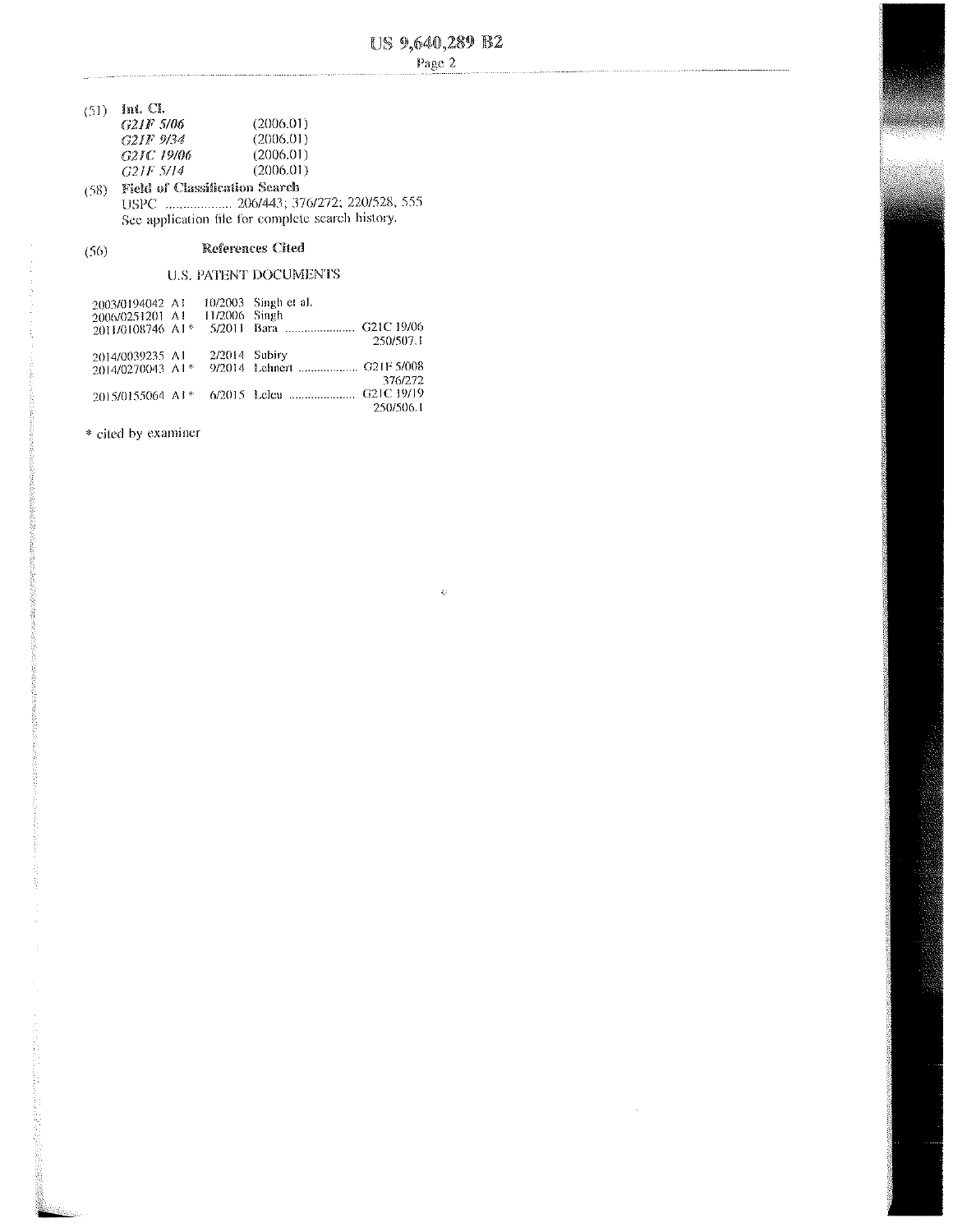(51) **Int. Cl.**

| | |
|---|---|
| *G21F 5/06* | (2006.01) |
| *G21F 9/34* | (2006.01) |
| *G21C 19/06* | (2006.01) |
| *G21F 5/14* | (2006.01) |

(58) **Field of Classification Search**

USPC .................. 206/443; 376/272; 220/528, 555

See application file for complete search history.

(56) **References Cited**

U.S. PATENT DOCUMENTS

| | | | |
|---|---|---|---|
| 2003/0194042 A1 | 10/2003 | Singh et al. | |
| 2006/0251201 A1 | 11/2006 | Singh | |
| 2011/0108746 A1* | 5/2011 | Bara .................... | G21C 19/06 250/507.1 |
| 2014/0039235 A1 | 2/2014 | Subiry | |
| 2014/0270043 A1* | 9/2014 | Lehnert .................. | G21F 5/008 376/272 |
| 2015/0155064 A1* | 6/2015 | Leleu .................... | G21C 19/19 250/506.1 |

* cited by examiner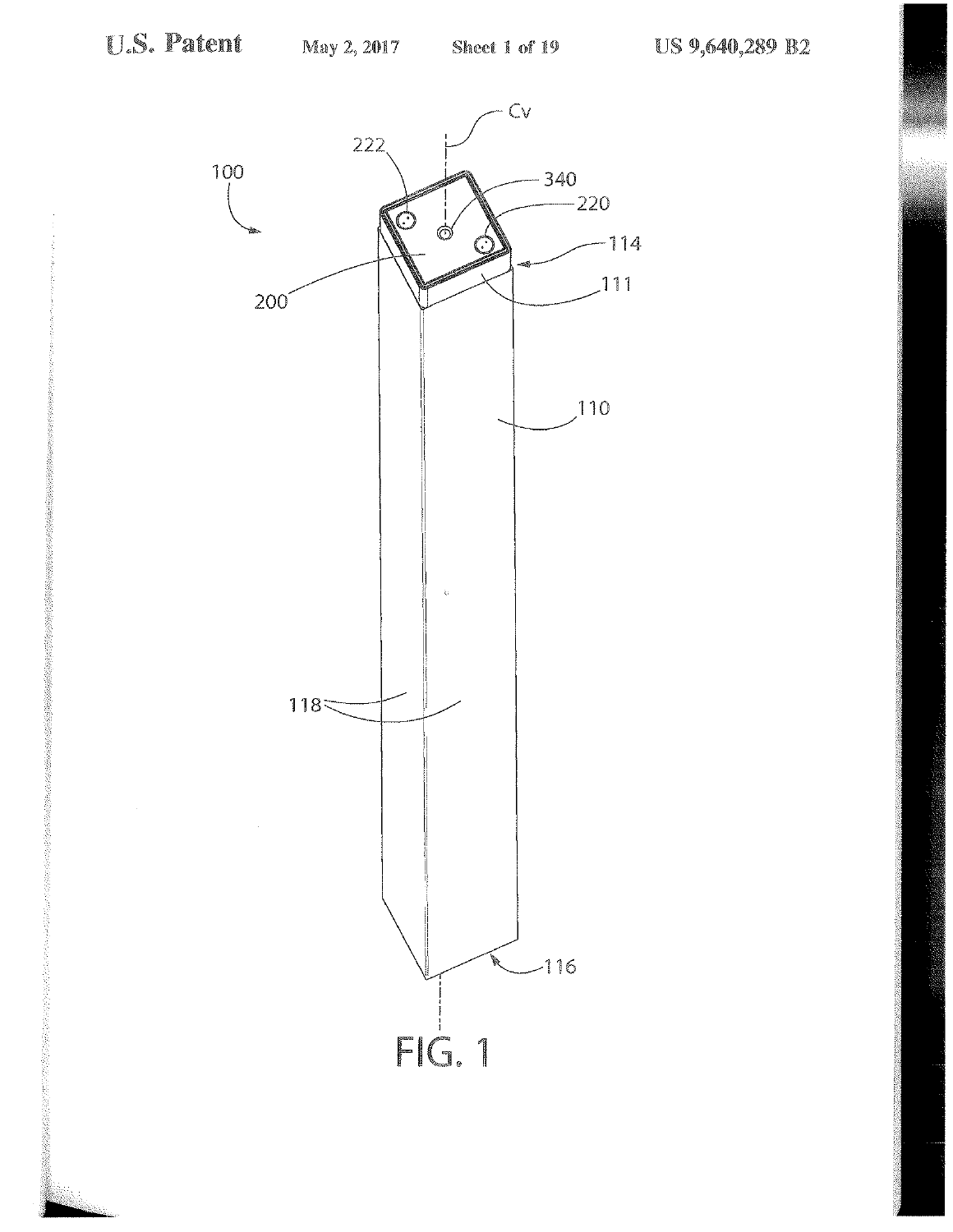FIG. 1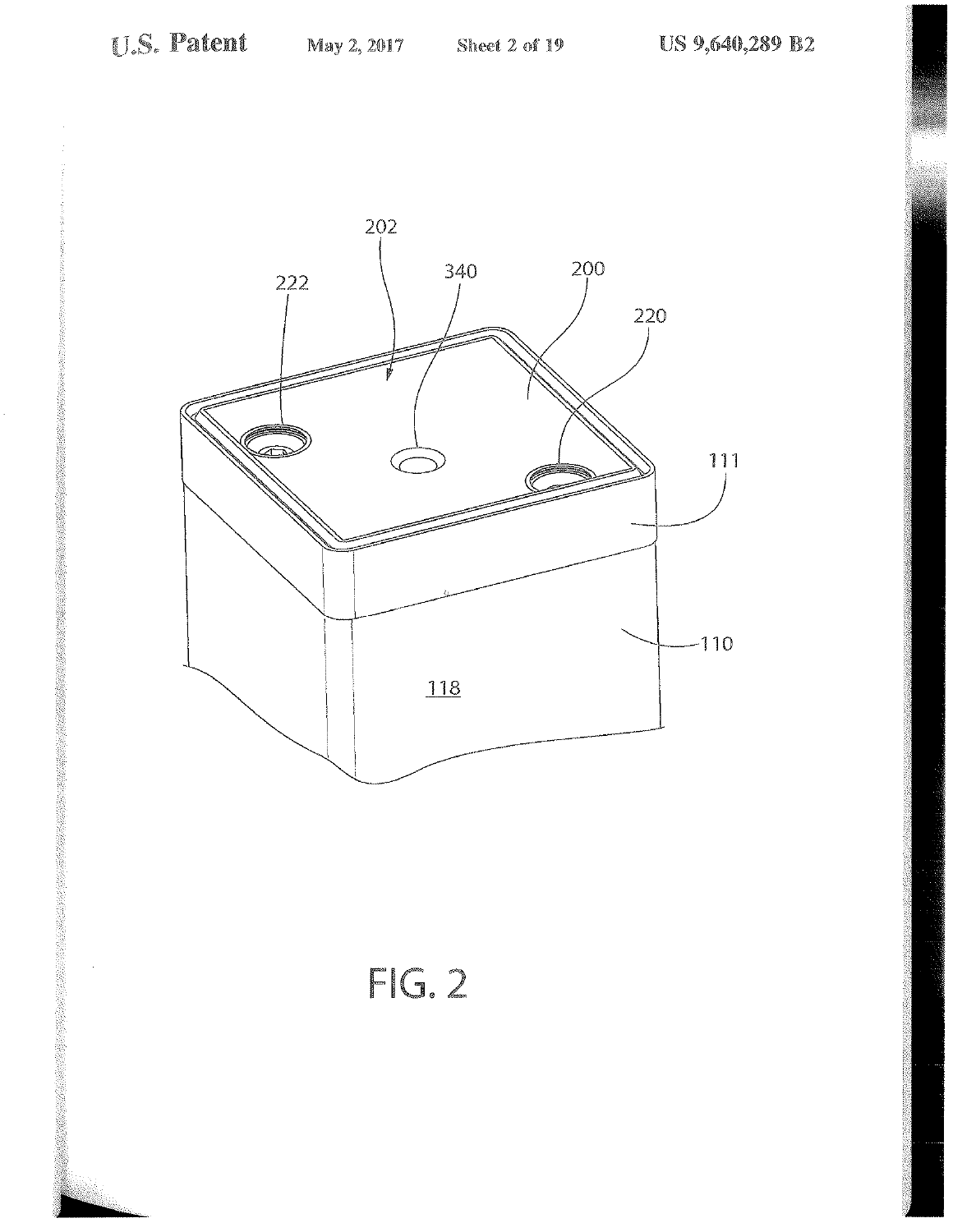FIG. 2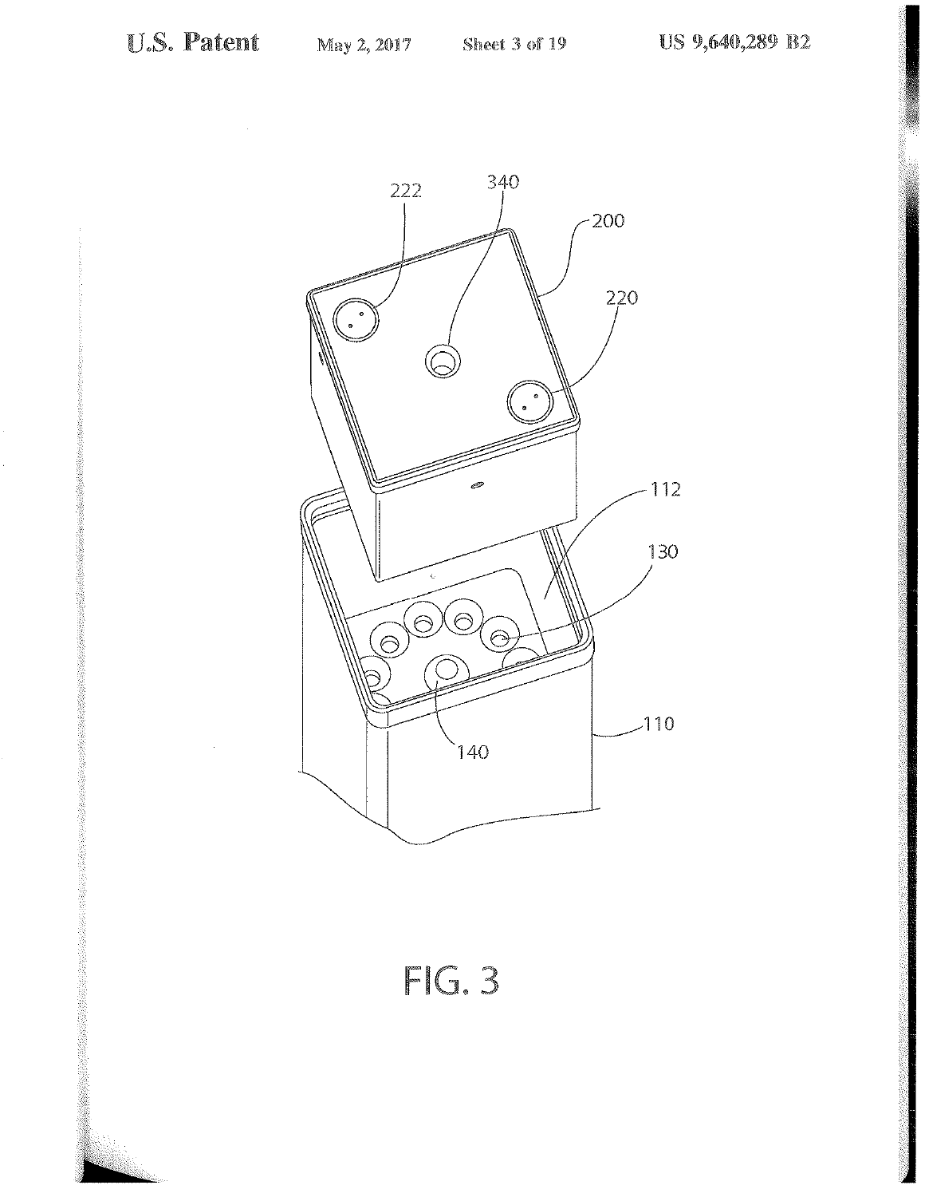222 340 200 220 112 130 110 140

FIG. 3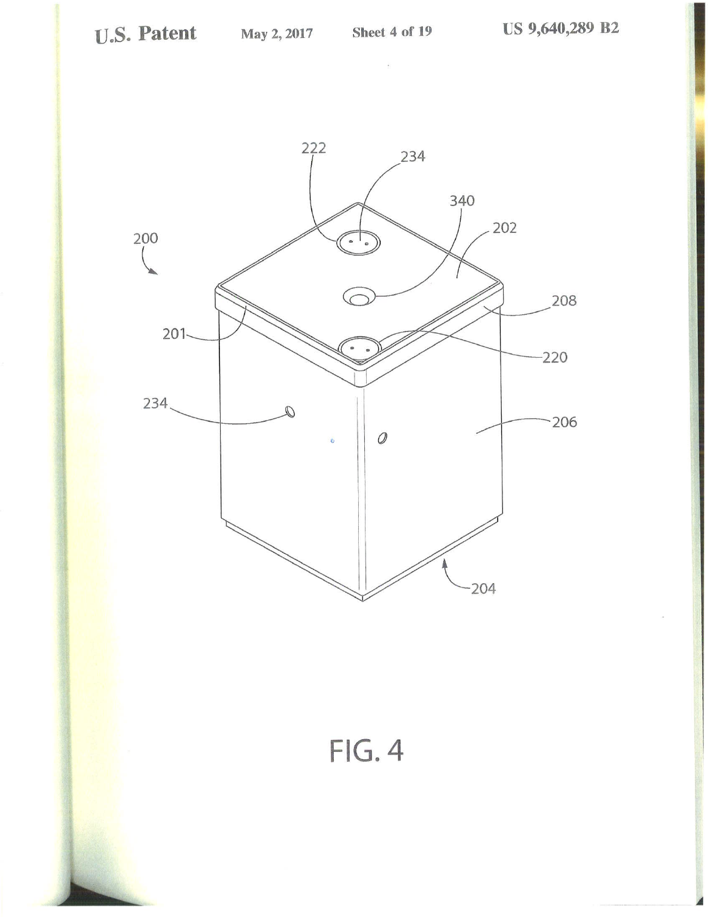FIG. 4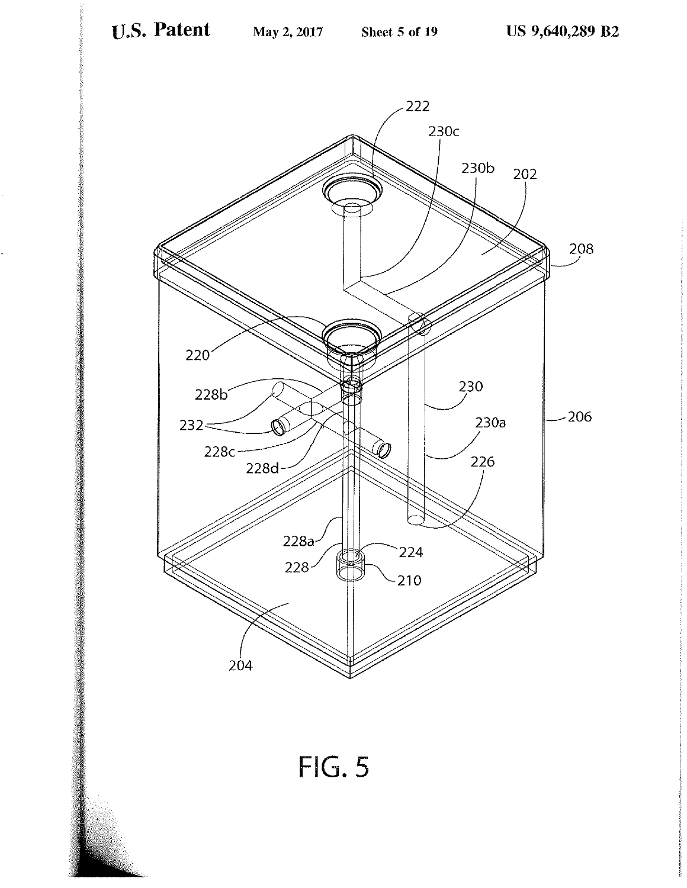FIG. 5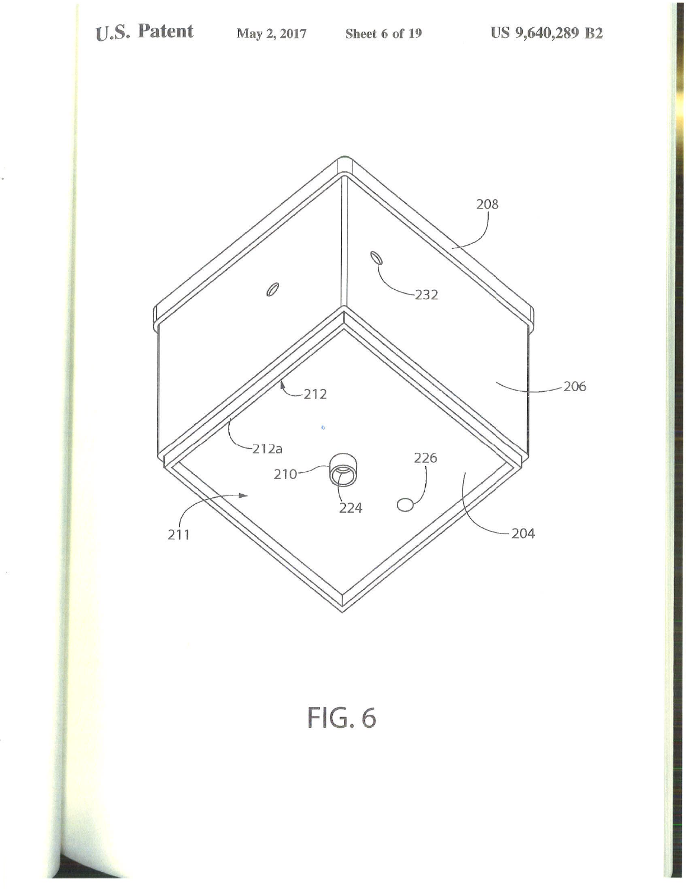FIG. 6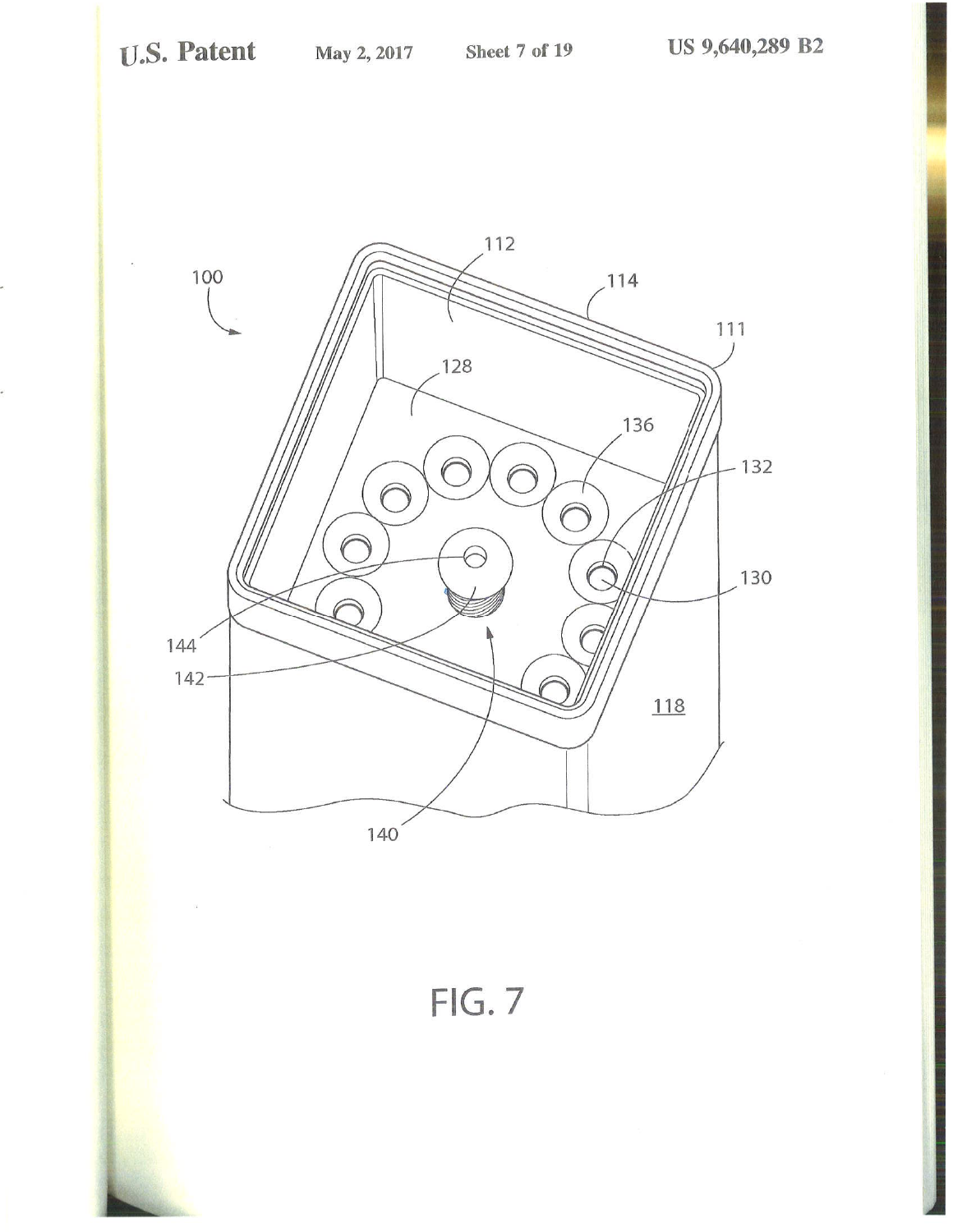FIG. 7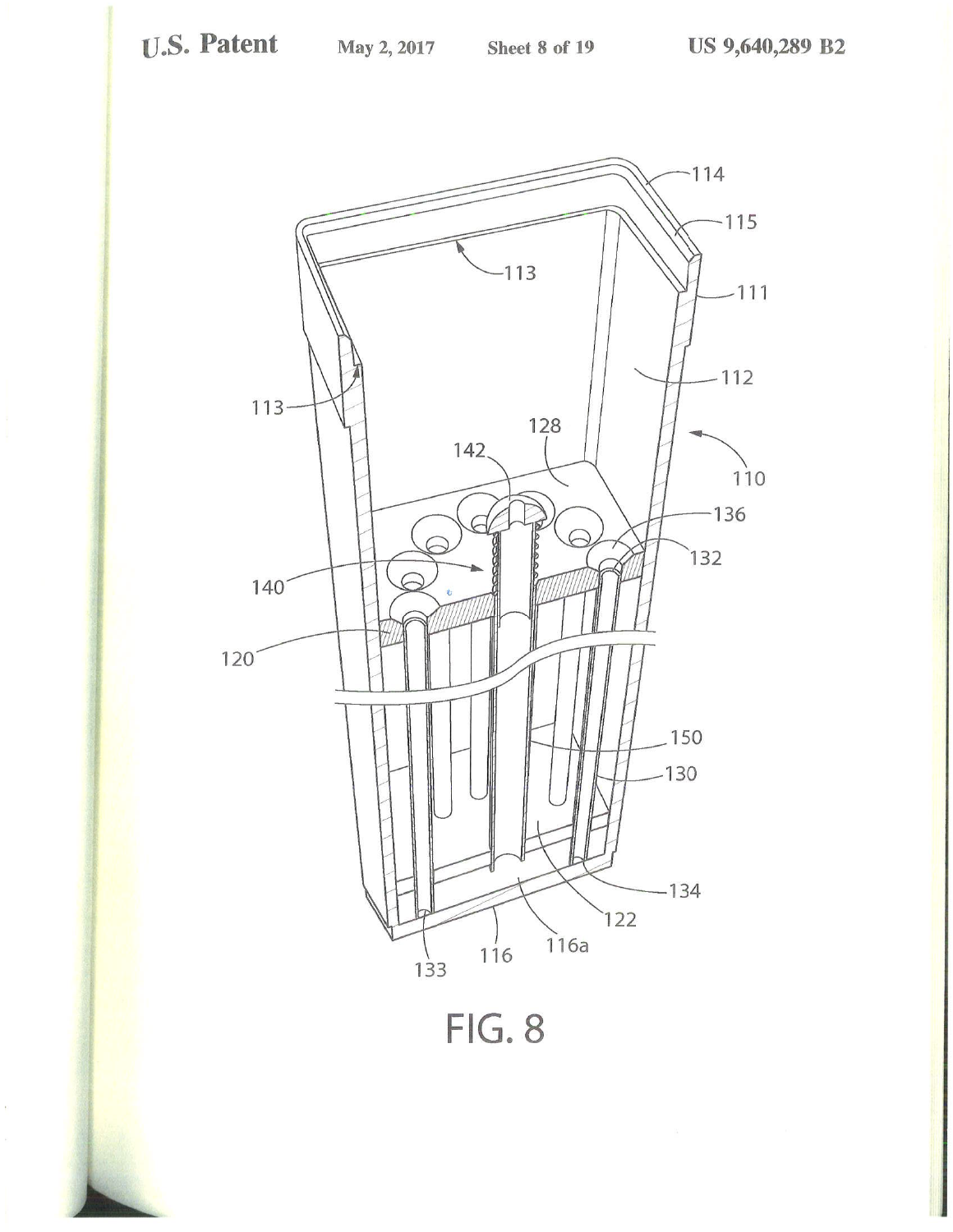114

115

113

111

112

113

128

142

110

136

132

140

120

150

130

134

122

116a

116

133

FIG. 8